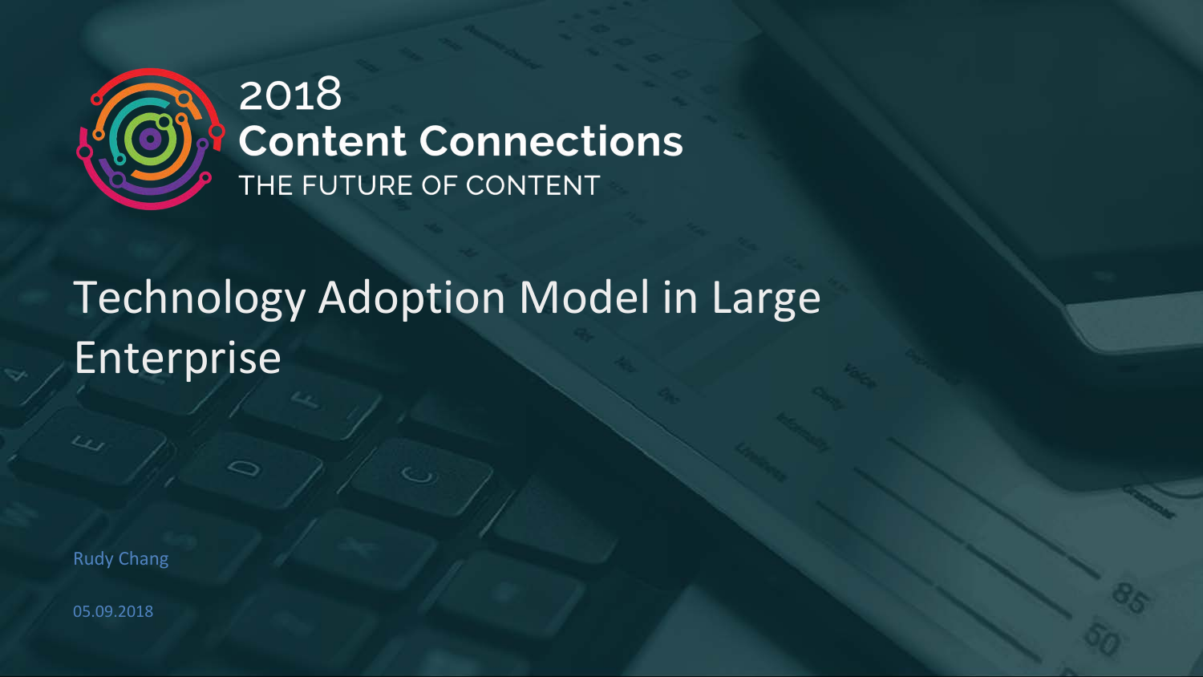2018
**Content Connections**
THE FUTURE OF CONTENT

# Technology Adoption Model in Large Enterprise

Rudy Chang

05.09.2018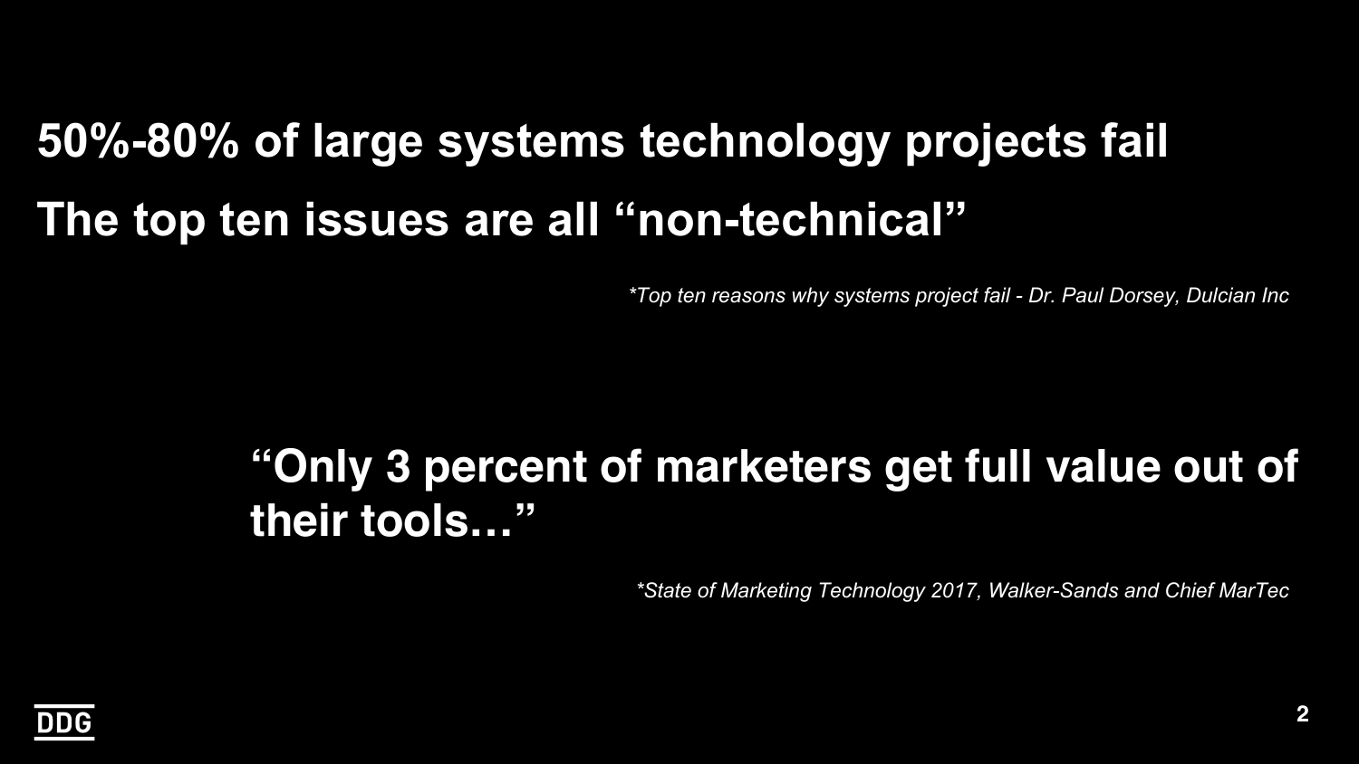**50%-80% of large systems technology projects fail**

**The top ten issues are all “non-technical”**

*\*Top ten reasons why systems project fail - Dr. Paul Dorsey, Dulcian Inc*

**“Only 3 percent of marketers get full value out of their tools…”**

*\*State of Marketing Technology 2017, Walker-Sands and Chief MarTec*

DDG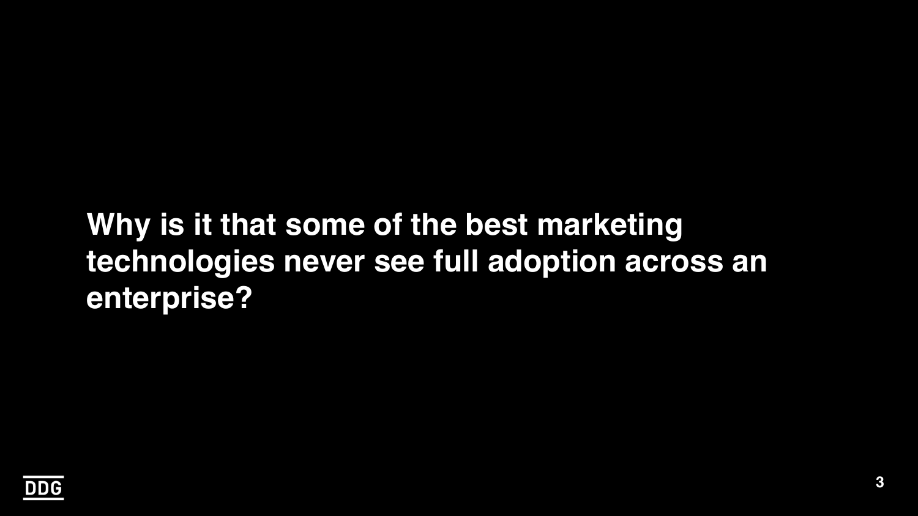**Why is it that some of the best marketing technologies never see full adoption across an enterprise?**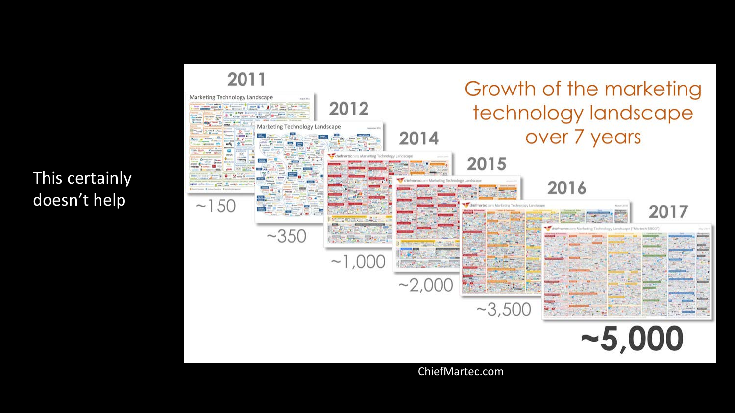This certainly doesn't help

# Growth of the marketing technology landscape over 7 years

| Year | Approx. number |
| --- | --- |
| 2011 | ~150 |
| 2012 | ~350 |
| 2014 | ~1,000 |
| 2015 | ~2,000 |
| 2016 | ~3,500 |
| 2017 | ~5,000 |

ChiefMartec.com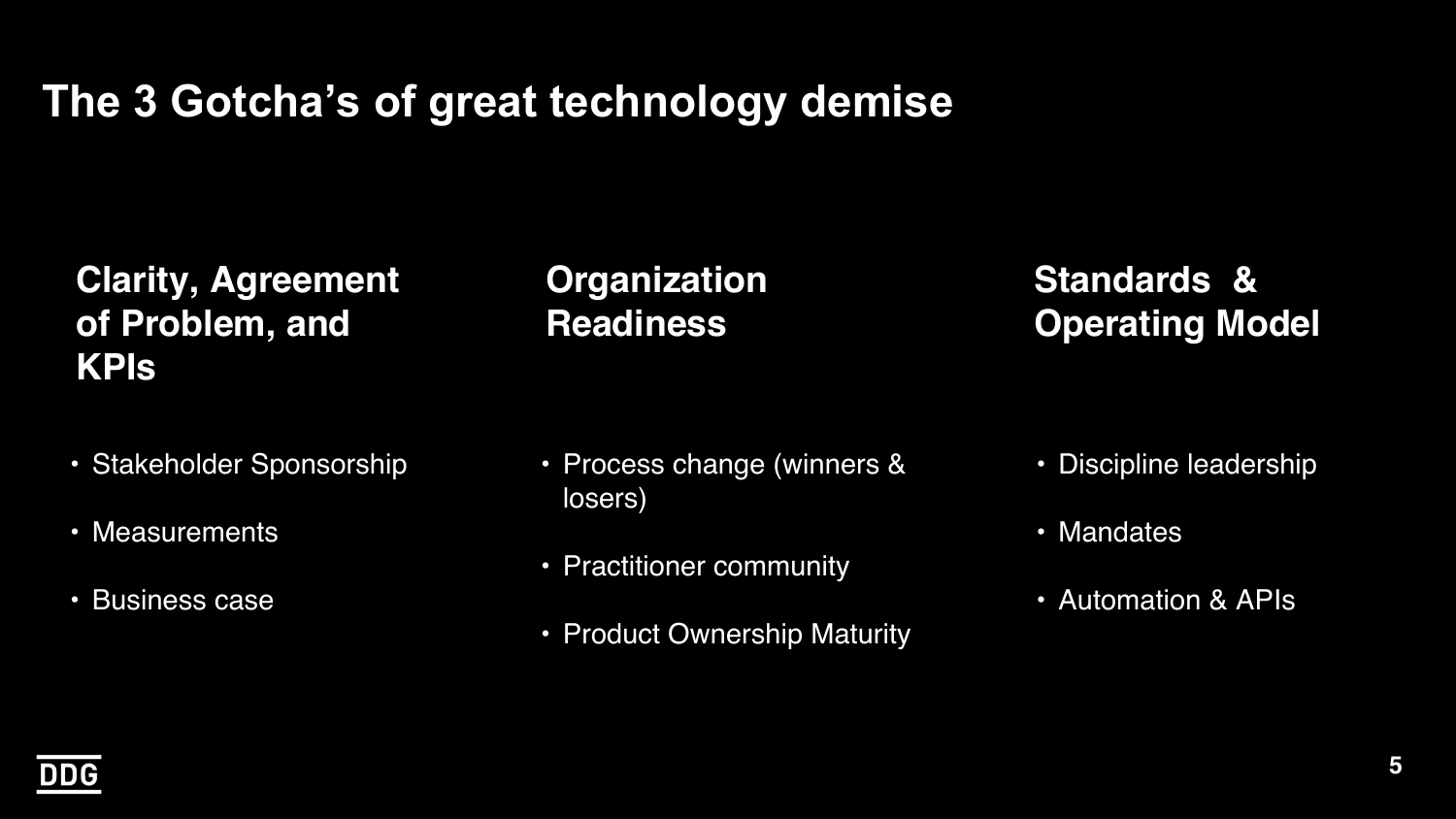# The 3 Gotcha's of great technology demise

## Clarity, Agreement of Problem, and KPIs

- Stakeholder Sponsorship
- Measurements
- Business case

## Organization Readiness

- Process change (winners & losers)
- Practitioner community
- Product Ownership Maturity

## Standards & Operating Model

- Discipline leadership
- Mandates
- Automation & APIs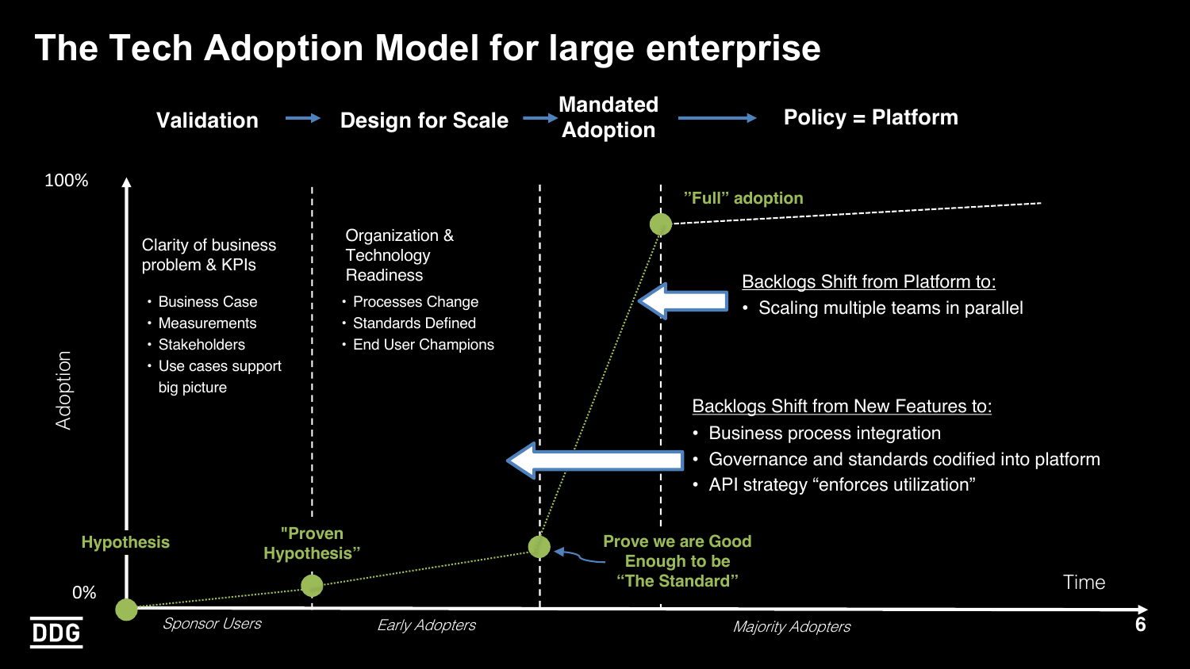# The Tech Adoption Model for large enterprise

**Validation** → **Design for Scale** → **Mandated Adoption** → **Policy = Platform**

100%

Adoption

0%

Time

**Validation**

Clarity of business problem & KPIs

- Business Case
- Measurements
- Stakeholders
- Use cases support big picture

**Design for Scale**

Organization & Technology Readiness

- Processes Change
- Standards Defined
- End User Champions

**Hypothesis**

**"Proven Hypothesis"**

**Prove we are Good Enough to be "The Standard"**

**"Full" adoption**

Backlogs Shift from Platform to:

- Scaling multiple teams in parallel

Backlogs Shift from New Features to:

- Business process integration
- Governance and standards codified into platform
- API strategy "enforces utilization"

*Sponsor Users* — *Early Adopters* — *Majority Adopters*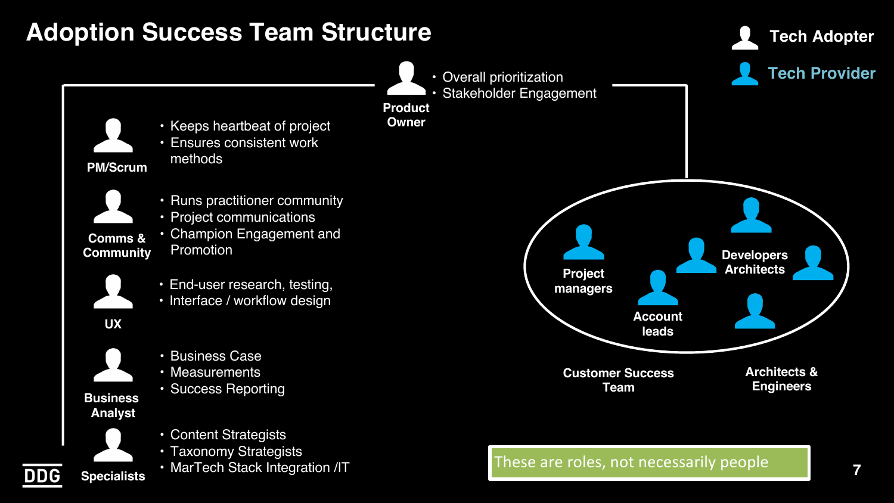# Adoption Success Team Structure

Tech Adopter

Tech Provider

**Product Owner**
- Overall prioritization
- Stakeholder Engagement

**PM/Scrum**
- Keeps heartbeat of project
- Ensures consistent work methods

**Comms & Community**
- Runs practitioner community
- Project communications
- Champion Engagement and Promotion

**UX**
- End-user research, testing,
- Interface / workflow design

**Business Analyst**
- Business Case
- Measurements
- Success Reporting

**Specialists**
- Content Strategists
- Taxonomy Strategists
- MarTech Stack Integration /IT

**Project managers**

**Account leads**

**Developers Architects**

**Customer Success Team**

**Architects & Engineers**

These are roles, not necessarily people

DDG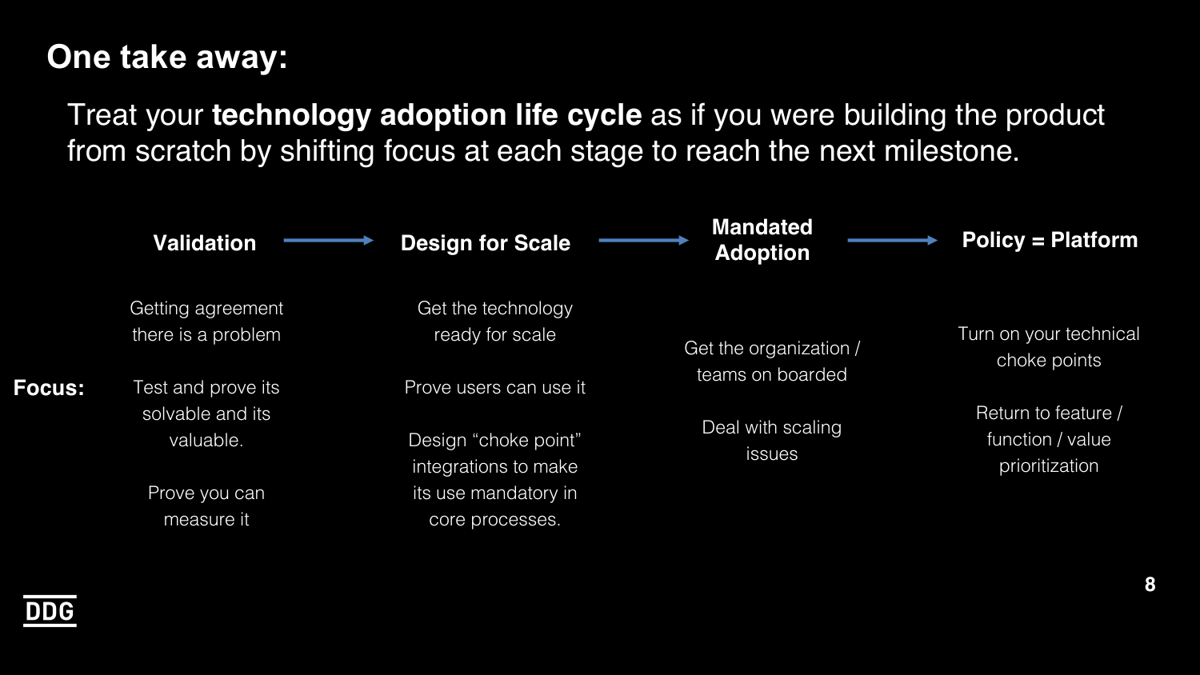## One take away:

Treat your **technology adoption life cycle** as if you were building the product from scratch by shifting focus at each stage to reach the next milestone.

| | Validation → | Design for Scale → | Mandated Adoption → | Policy = Platform |
|---|---|---|---|---|
| **Focus:** | Getting agreement there is a problem<br><br>Test and prove its solvable and its valuable.<br><br>Prove you can measure it | Get the technology ready for scale<br><br>Prove users can use it<br><br>Design "choke point" integrations to make its use mandatory in core processes. | Get the organization / teams on boarded<br><br>Deal with scaling issues | Turn on your technical choke points<br><br>Return to feature / function / value prioritization |

DDG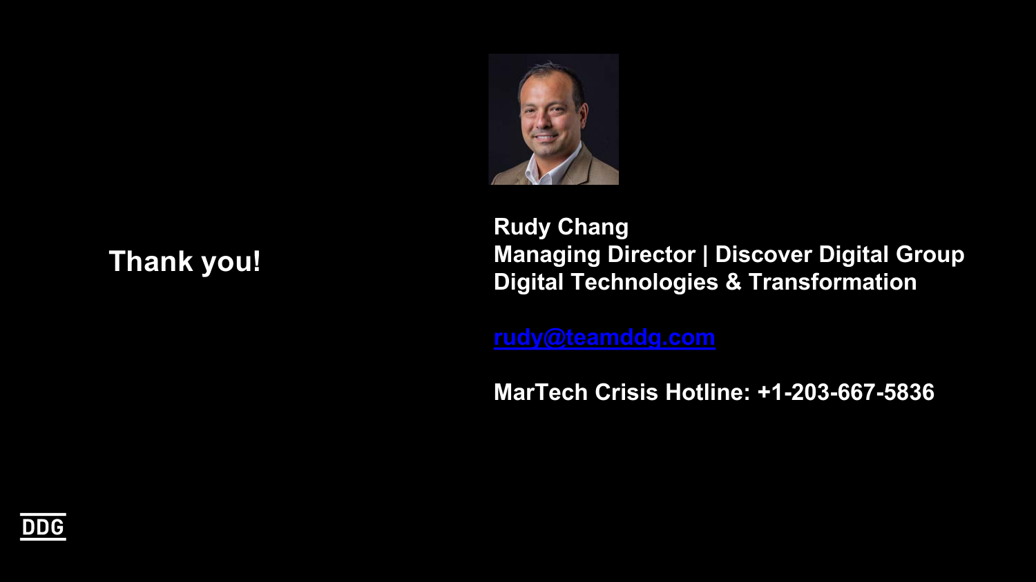# Thank you!

**Rudy Chang**
**Managing Director | Discover Digital Group**
**Digital Technologies & Transformation**

**rudy@teamddg.com**

**MarTech Crisis Hotline: +1-203-667-5836**

DDG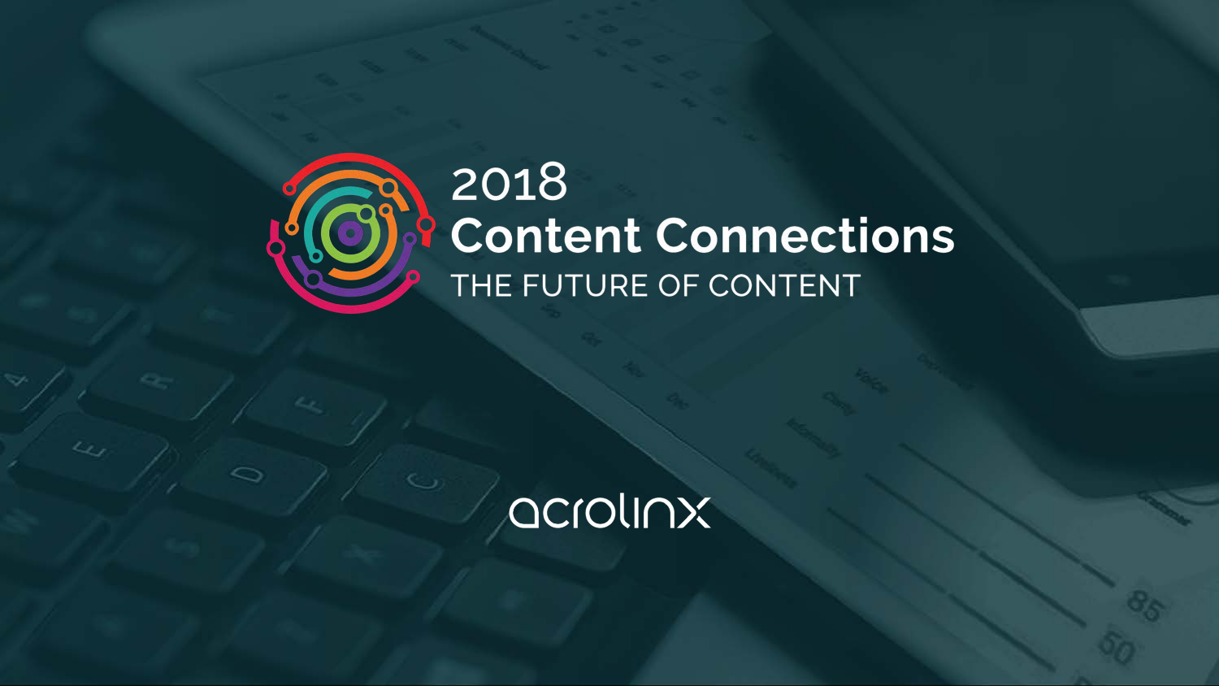# 2018 Content Connections

THE FUTURE OF CONTENT

acrolinx